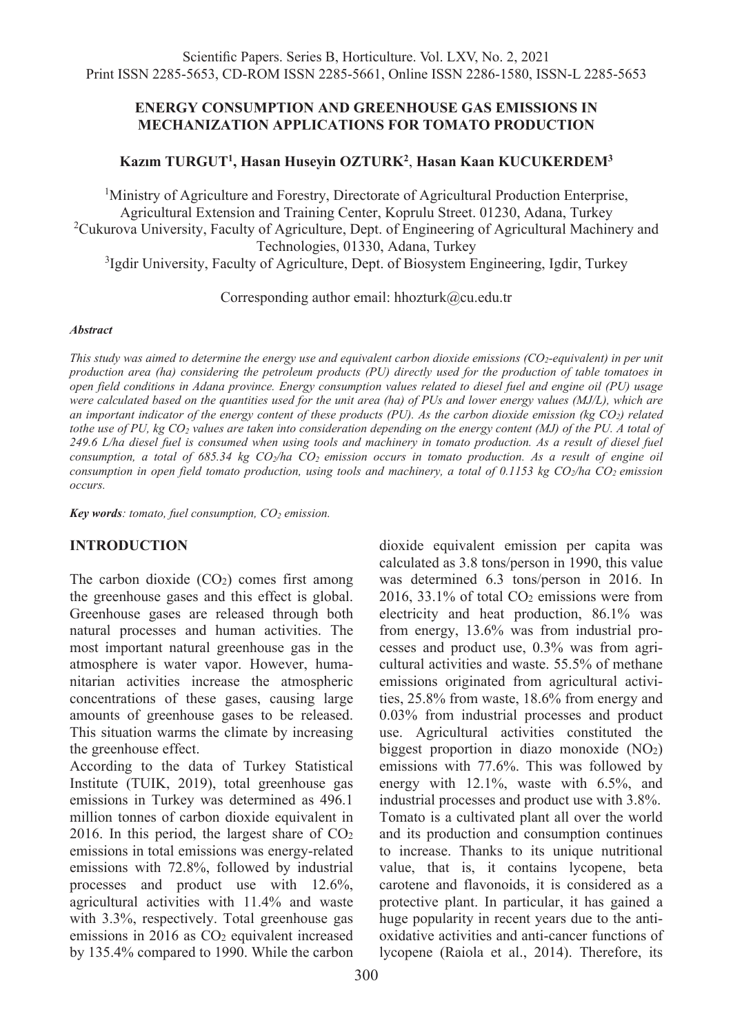# ENERGY CONSUMPTION AND GREENHOUSE GAS EMISSIONS IN MECHANIZATION APPLICATIONS FOR TOMATO PRODUCTION

**Kazım TURGUT[1], Hasan Huseyin OZTURK[2], Hasan Kaan KUCUKERDEM[3]**

[1]Ministry of Agriculture and Forestry, Directorate of Agricultural Production Enterprise, Agricultural Extension and Training Center, Koprulu Street. 01230, Adana, Turkey
[2]Cukurova University, Faculty of Agriculture, Dept. of Engineering of Agricultural Machinery and Technologies, 01330, Adana, Turkey
[3]Igdir University, Faculty of Agriculture, Dept. of Biosystem Engineering, Igdir, Turkey

Corresponding author email: hhozturk@cu.edu.tr

***Abstract***

*This study was aimed to determine the energy use and equivalent carbon dioxide emissions ($CO_2$-equivalent) in per unit production area (ha) considering the petroleum products (PU) directly used for the production of table tomatoes in open field conditions in Adana province. Energy consumption values related to diesel fuel and engine oil (PU) usage were calculated based on the quantities used for the unit area (ha) of PUs and lower energy values (MJ/L), which are an important indicator of the energy content of these products (PU). As the carbon dioxide emission (kg $CO_2$) related tothe use of PU, kg $CO_2$ values are taken into consideration depending on the energy content (MJ) of the PU. A total of 249.6 L/ha diesel fuel is consumed when using tools and machinery in tomato production. As a result of diesel fuel consumption, a total of 685.34 kg $CO_2$/ha $CO_2$ emission occurs in tomato production. As a result of engine oil consumption in open field tomato production, using tools and machinery, a total of 0.1153 kg $CO_2$/ha $CO_2$ emission occurs.*

***Key words****: tomato, fuel consumption, $CO_2$ emission.*

## INTRODUCTION

The carbon dioxide ($CO_2$) comes first among the greenhouse gases and this effect is global. Greenhouse gases are released through both natural processes and human activities. The most important natural greenhouse gas in the atmosphere is water vapor. However, humanitarian activities increase the atmospheric concentrations of these gases, causing large amounts of greenhouse gases to be released. This situation warms the climate by increasing the greenhouse effect.

According to the data of Turkey Statistical Institute (TUIK, 2019), total greenhouse gas emissions in Turkey was determined as 496.1 million tonnes of carbon dioxide equivalent in 2016. In this period, the largest share of $CO_2$ emissions in total emissions was energy-related emissions with 72.8%, followed by industrial processes and product use with 12.6%, agricultural activities with 11.4% and waste with 3.3%, respectively. Total greenhouse gas emissions in 2016 as $CO_2$ equivalent increased by 135.4% compared to 1990. While the carbon dioxide equivalent emission per capita was calculated as 3.8 tons/person in 1990, this value was determined 6.3 tons/person in 2016. In 2016, 33.1% of total $CO_2$ emissions were from electricity and heat production, 86.1% was from energy, 13.6% was from industrial processes and product use, 0.3% was from agricultural activities and waste. 55.5% of methane emissions originated from agricultural activities, 25.8% from waste, 18.6% from energy and 0.03% from industrial processes and product use. Agricultural activities constituted the biggest proportion in diazo monoxide ($NO_2$) emissions with 77.6%. This was followed by energy with 12.1%, waste with 6.5%, and industrial processes and product use with 3.8%.

Tomato is a cultivated plant all over the world and its production and consumption continues to increase. Thanks to its unique nutritional value, that is, it contains lycopene, beta carotene and flavonoids, it is considered as a protective plant. In particular, it has gained a huge popularity in recent years due to the anti-oxidative activities and anti-cancer functions of lycopene (Raiola et al., 2014). Therefore, its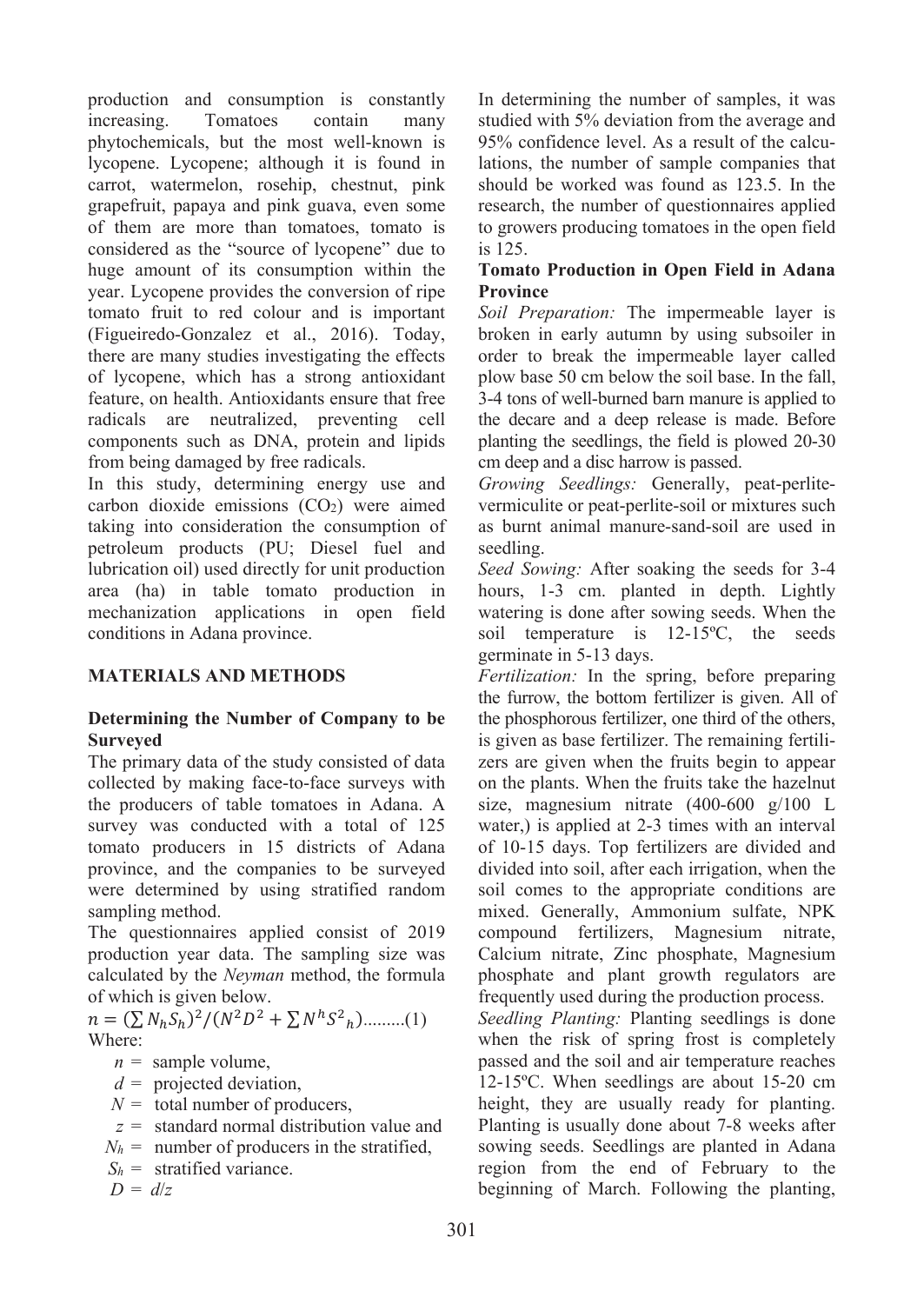production and consumption is constantly increasing. Tomatoes contain many phytochemicals, but the most well-known is lycopene. Lycopene; although it is found in carrot, watermelon, rosehip, chestnut, pink grapefruit, papaya and pink guava, even some of them are more than tomatoes, tomato is considered as the "source of lycopene" due to huge amount of its consumption within the year. Lycopene provides the conversion of ripe tomato fruit to red colour and is important (Figueiredo-Gonzalez et al., 2016). Today, there are many studies investigating the effects of lycopene, which has a strong antioxidant feature, on health. Antioxidants ensure that free radicals are neutralized, preventing cell components such as DNA, protein and lipids from being damaged by free radicals.

In this study, determining energy use and carbon dioxide emissions ($CO_2$) were aimed taking into consideration the consumption of petroleum products (PU; Diesel fuel and lubrication oil) used directly for unit production area (ha) in table tomato production in mechanization applications in open field conditions in Adana province.

## MATERIALS AND METHODS

### Determining the Number of Company to be Surveyed

The primary data of the study consisted of data collected by making face-to-face surveys with the producers of table tomatoes in Adana. A survey was conducted with a total of 125 tomato producers in 15 districts of Adana province, and the companies to be surveyed were determined by using stratified random sampling method.

The questionnaires applied consist of 2019 production year data. The sampling size was calculated by the *Neyman* method, the formula of which is given below.

$$n = (\sum N_h S_h)^2 / (N^2 D^2 + \sum N^h S^2{}_h) \text{.........(1)}$$

Where:

- $n$ = sample volume,
- $d$ = projected deviation,
- $N$ = total number of producers,
- $z$ = standard normal distribution value and
- $N_h$ = number of producers in the stratified,
- $S_h$ = stratified variance.
- $D = d/z$

In determining the number of samples, it was studied with 5% deviation from the average and 95% confidence level. As a result of the calculations, the number of sample companies that should be worked was found as 123.5. In the research, the number of questionnaires applied to growers producing tomatoes in the open field is 125.

### Tomato Production in Open Field in Adana Province

*Soil Preparation:* The impermeable layer is broken in early autumn by using subsoiler in order to break the impermeable layer called plow base 50 cm below the soil base. In the fall, 3-4 tons of well-burned barn manure is applied to the decare and a deep release is made. Before planting the seedlings, the field is plowed 20-30 cm deep and a disc harrow is passed.

*Growing Seedlings:* Generally, peat-perlite-vermiculite or peat-perlite-soil or mixtures such as burnt animal manure-sand-soil are used in seedling.

*Seed Sowing:* After soaking the seeds for 3-4 hours, 1-3 cm. planted in depth. Lightly watering is done after sowing seeds. When the soil temperature is 12-15ºC, the seeds germinate in 5-13 days.

*Fertilization:* In the spring, before preparing the furrow, the bottom fertilizer is given. All of the phosphorous fertilizer, one third of the others, is given as base fertilizer. The remaining fertilizers are given when the fruits begin to appear on the plants. When the fruits take the hazelnut size, magnesium nitrate (400-600 g/100 L water,) is applied at 2-3 times with an interval of 10-15 days. Top fertilizers are divided and divided into soil, after each irrigation, when the soil comes to the appropriate conditions are mixed. Generally, Ammonium sulfate, NPK compound fertilizers, Magnesium nitrate, Calcium nitrate, Zinc phosphate, Magnesium phosphate and plant growth regulators are frequently used during the production process.

*Seedling Planting:* Planting seedlings is done when the risk of spring frost is completely passed and the soil and air temperature reaches 12-15ºC. When seedlings are about 15-20 cm height, they are usually ready for planting. Planting is usually done about 7-8 weeks after sowing seeds. Seedlings are planted in Adana region from the end of February to the beginning of March. Following the planting,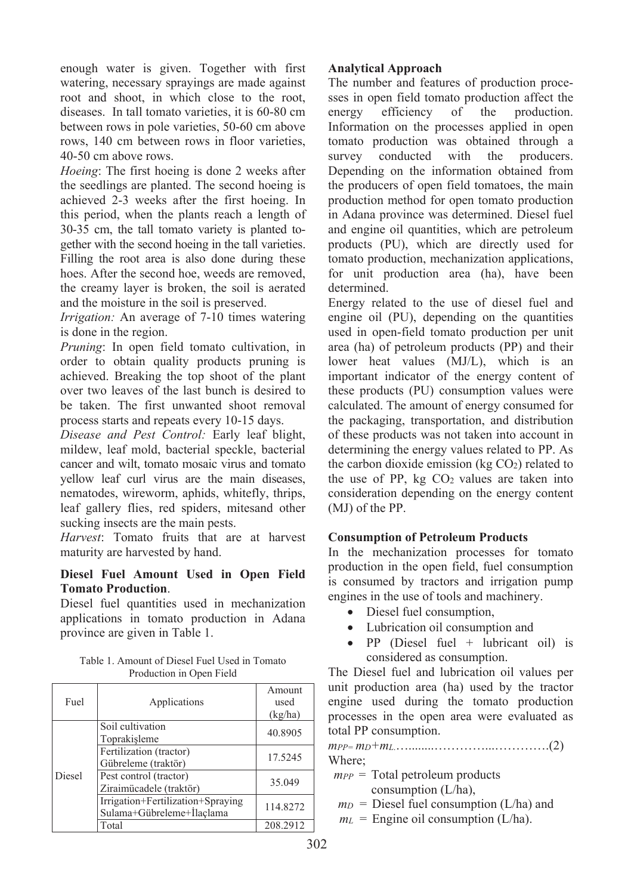enough water is given. Together with first watering, necessary sprayings are made against root and shoot, in which close to the root, diseases. In tall tomato varieties, it is 60-80 cm between rows in pole varieties, 50-60 cm above rows, 140 cm between rows in floor varieties, 40-50 cm above rows.

*Hoeing*: The first hoeing is done 2 weeks after the seedlings are planted. The second hoeing is achieved 2-3 weeks after the first hoeing. In this period, when the plants reach a length of 30-35 cm, the tall tomato variety is planted together with the second hoeing in the tall varieties. Filling the root area is also done during these hoes. After the second hoe, weeds are removed, the creamy layer is broken, the soil is aerated and the moisture in the soil is preserved.

*Irrigation:* An average of 7-10 times watering is done in the region.

*Pruning*: In open field tomato cultivation, in order to obtain quality products pruning is achieved. Breaking the top shoot of the plant over two leaves of the last bunch is desired to be taken. The first unwanted shoot removal process starts and repeats every 10-15 days.

*Disease and Pest Control:* Early leaf blight, mildew, leaf mold, bacterial speckle, bacterial cancer and wilt, tomato mosaic virus and tomato yellow leaf curl virus are the main diseases, nematodes, wireworm, aphids, whitefly, thrips, leaf gallery flies, red spiders, mitesand other sucking insects are the main pests.

*Harvest*: Tomato fruits that are at harvest maturity are harvested by hand.

**Diesel Fuel Amount Used in Open Field Tomato Production**.

Diesel fuel quantities used in mechanization applications in tomato production in Adana province are given in Table 1.

Table 1. Amount of Diesel Fuel Used in Tomato Production in Open Field

| Fuel | Applications | Amount used (kg/ha) |
|---|---|---|
| Diesel | Soil cultivation Toprakişleme | 40.8905 |
| | Fertilization (tractor) Gübreleme (traktör) | 17.5245 |
| | Pest control (tractor) Ziraimücadele (traktör) | 35.049 |
| | Irrigation+Fertilization+Spraying Sulama+Gübreleme+İlaçlama | 114.8272 |
| | Total | 208.2912 |

**Analytical Approach**

The number and features of production processes in open field tomato production affect the energy efficiency of the production. Information on the processes applied in open tomato production was obtained through a survey conducted with the producers. Depending on the information obtained from the producers of open field tomatoes, the main production method for open tomato production in Adana province was determined. Diesel fuel and engine oil quantities, which are petroleum products (PU), which are directly used for tomato production, mechanization applications, for unit production area (ha), have been determined.

Energy related to the use of diesel fuel and engine oil (PU), depending on the quantities used in open-field tomato production per unit area (ha) of petroleum products (PP) and their lower heat values (MJ/L), which is an important indicator of the energy content of these products (PU) consumption values were calculated. The amount of energy consumed for the packaging, transportation, and distribution of these products was not taken into account in determining the energy values related to PP. As the carbon dioxide emission (kg $CO_2$) related to the use of PP, kg $CO_2$ values are taken into consideration depending on the energy content (MJ) of the PP.

**Consumption of Petroleum Products**

In the mechanization processes for tomato production in the open field, fuel consumption is consumed by tractors and irrigation pump engines in the use of tools and machinery.

- Diesel fuel consumption,
- Lubrication oil consumption and
- PP (Diesel fuel + lubricant oil) is considered as consumption.

The Diesel fuel and lubrication oil values per unit production area (ha) used by the tractor engine used during the tomato production processes in the open area were evaluated as total PP consumption.

$$m_{PP} = m_D + m_L \quad (2)$$

Where;

$m_{PP}$ = Total petroleum products consumption (L/ha),

$m_D$ = Diesel fuel consumption (L/ha) and

$m_L$ = Engine oil consumption (L/ha).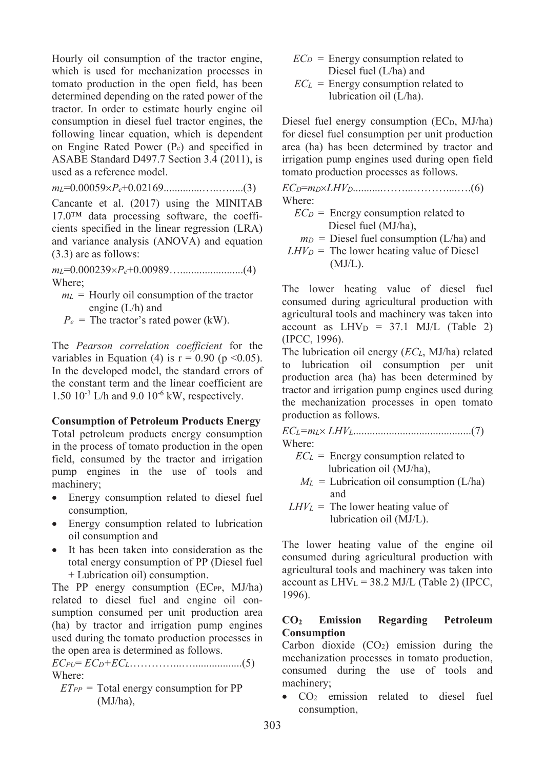Hourly oil consumption of the tractor engine, which is used for mechanization processes in tomato production in the open field, has been determined depending on the rated power of the tractor. In order to estimate hourly engine oil consumption in diesel fuel tractor engines, the following linear equation, which is dependent on Engine Rated Power ($P_e$) and specified in ASABE Standard D497.7 Section 3.4 (2011), is used as a reference model.

$$m_L = 0.00059 \times P_e + 0.02169 \quad (3)$$

Cancante et al. (2017) using the MINITAB 17.0™ data processing software, the coefficients specified in the linear regression (LRA) and variance analysis (ANOVA) and equation (3.3) are as follows:

$$m_L = 0.000239 \times P_e + 0.00989 \quad (4)$$

Where;

- $m_L$ = Hourly oil consumption of the tractor engine (L/h) and
- $P_e$ = The tractor's rated power (kW).

The *Pearson correlation coefficient* for the variables in Equation (4) is $r = 0.90$ ($p < 0.05$). In the developed model, the standard errors of the constant term and the linear coefficient are $1.50\ 10^{-3}$ L/h and $9.0\ 10^{-6}$ kW, respectively.

**Consumption of Petroleum Products Energy**

Total petroleum products energy consumption in the process of tomato production in the open field, consumed by the tractor and irrigation pump engines in the use of tools and machinery;

- Energy consumption related to diesel fuel consumption,
- Energy consumption related to lubrication oil consumption and
- It has been taken into consideration as the total energy consumption of PP (Diesel fuel + Lubrication oil) consumption.

The PP energy consumption ($EC_{PP}$, MJ/ha) related to diesel fuel and engine oil consumption consumed per unit production area (ha) by tractor and irrigation pump engines used during the tomato production processes in the open area is determined as follows.

$$EC_{PU} = EC_D + EC_L \quad (5)$$

Where:

- $ET_{PP}$ = Total energy consumption for PP (MJ/ha),
- $EC_D$ = Energy consumption related to Diesel fuel (L/ha) and
- $EC_L$ = Energy consumption related to lubrication oil (L/ha).

Diesel fuel energy consumption ($EC_D$, MJ/ha) for diesel fuel consumption per unit production area (ha) has been determined by tractor and irrigation pump engines used during open field tomato production processes as follows.

$$EC_D = m_D \times LHV_D \quad (6)$$

Where:

- $EC_D$ = Energy consumption related to Diesel fuel (MJ/ha),
- $m_D$ = Diesel fuel consumption (L/ha) and
- $LHV_D$ = The lower heating value of Diesel (MJ/L).

The lower heating value of diesel fuel consumed during agricultural production with agricultural tools and machinery was taken into account as $LHV_D$ = 37.1 MJ/L (Table 2) (IPCC, 1996).

The lubrication oil energy ($EC_L$, MJ/ha) related to lubrication oil consumption per unit production area (ha) has been determined by tractor and irrigation pump engines used during the mechanization processes in open tomato production as follows.

$$EC_L = m_L \times LHV_L \quad (7)$$

Where:

- $EC_L$ = Energy consumption related to lubrication oil (MJ/ha),
- $M_L$ = Lubrication oil consumption (L/ha) and
- $LHV_L$ = The lower heating value of lubrication oil (MJ/L).

The lower heating value of the engine oil consumed during agricultural production with agricultural tools and machinery was taken into account as $LHV_L$ = 38.2 MJ/L (Table 2) (IPCC, 1996).

**$CO_2$ Emission Regarding Petroleum Consumption**

Carbon dioxide ($CO_2$) emission during the mechanization processes in tomato production, consumed during the use of tools and machinery;

- $CO_2$ emission related to diesel fuel consumption,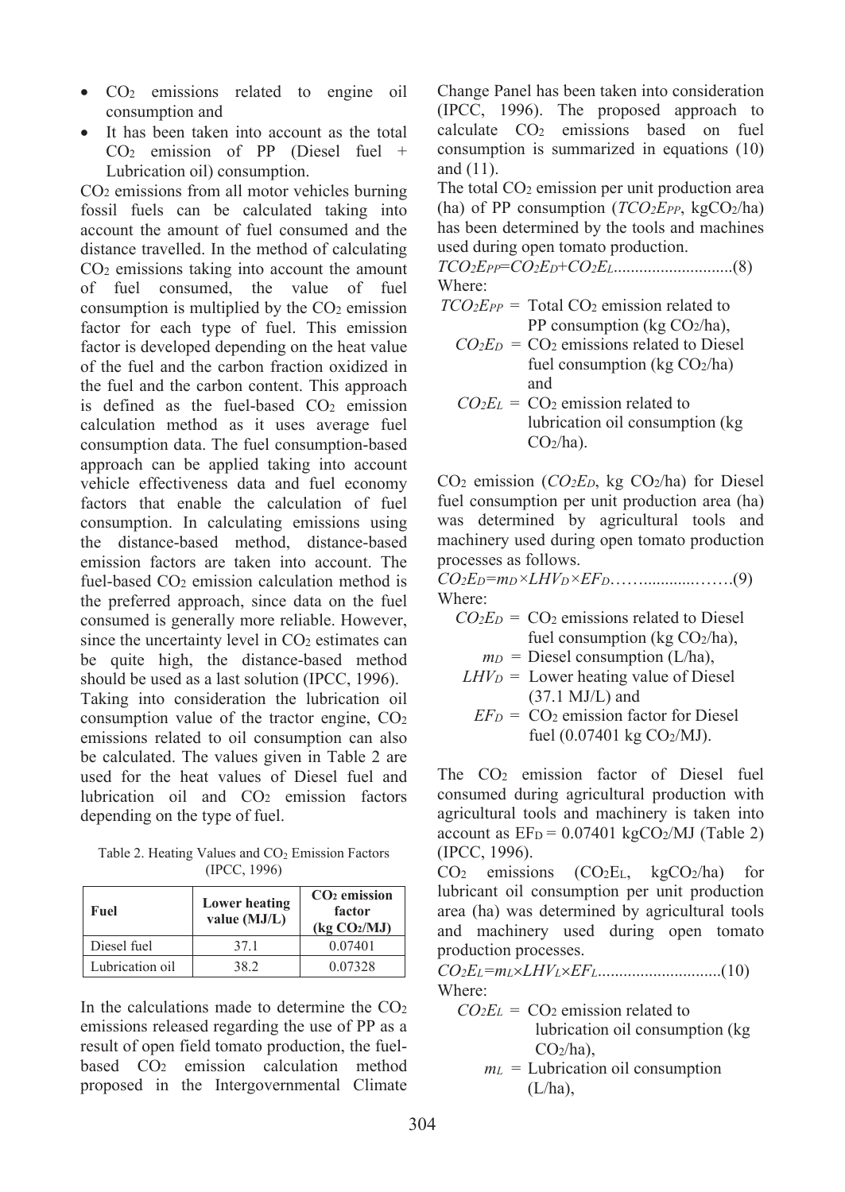- $CO_2$ emissions related to engine oil consumption and
- It has been taken into account as the total $CO_2$ emission of PP (Diesel fuel + Lubrication oil) consumption.

$CO_2$ emissions from all motor vehicles burning fossil fuels can be calculated taking into account the amount of fuel consumed and the distance travelled. In the method of calculating $CO_2$ emissions taking into account the amount of fuel consumed, the value of fuel consumption is multiplied by the $CO_2$ emission factor for each type of fuel. This emission factor is developed depending on the heat value of the fuel and the carbon fraction oxidized in the fuel and the carbon content. This approach is defined as the fuel-based $CO_2$ emission calculation method as it uses average fuel consumption data. The fuel consumption-based approach can be applied taking into account vehicle effectiveness data and fuel economy factors that enable the calculation of fuel consumption. In calculating emissions using the distance-based method, distance-based emission factors are taken into account. The fuel-based $CO_2$ emission calculation method is the preferred approach, since data on the fuel consumed is generally more reliable. However, since the uncertainty level in $CO_2$ estimates can be quite high, the distance-based method should be used as a last solution (IPCC, 1996).

Taking into consideration the lubrication oil consumption value of the tractor engine, $CO_2$ emissions related to oil consumption can also be calculated. The values given in Table 2 are used for the heat values of Diesel fuel and lubrication oil and $CO_2$ emission factors depending on the type of fuel.

Table 2. Heating Values and $CO_2$ Emission Factors (IPCC, 1996)

| Fuel | Lower heating value (MJ/L) | $CO_2$ emission factor (kg $CO_2$/MJ) |
|---|---|---|
| Diesel fuel | 37.1 | 0.07401 |
| Lubrication oil | 38.2 | 0.07328 |

In the calculations made to determine the $CO_2$ emissions released regarding the use of PP as a result of open field tomato production, the fuel-based $CO_2$ emission calculation method proposed in the Intergovernmental Climate Change Panel has been taken into consideration (IPCC, 1996). The proposed approach to calculate $CO_2$ emissions based on fuel consumption is summarized in equations (10) and (11).

The total $CO_2$ emission per unit production area (ha) of PP consumption ($TCO_2E_{PP}$, kg$CO_2$/ha) has been determined by the tools and machines used during open tomato production.

$$TCO_2E_{PP}=CO_2E_D+CO_2E_L \quad (8)$$

Where:

$TCO_2E_{PP}$ = Total $CO_2$ emission related to PP consumption (kg $CO_2$/ha),
$CO_2E_D$ = $CO_2$ emissions related to Diesel fuel consumption (kg $CO_2$/ha) and
$CO_2E_L$ = $CO_2$ emission related to lubrication oil consumption (kg $CO_2$/ha).

$CO_2$ emission ($CO_2E_D$, kg $CO_2$/ha) for Diesel fuel consumption per unit production area (ha) was determined by agricultural tools and machinery used during open tomato production processes as follows.

$$CO_2E_D=m_D\times LHV_D\times EF_D \quad (9)$$

Where:

$CO_2E_D$ = $CO_2$ emissions related to Diesel fuel consumption (kg $CO_2$/ha),
$m_D$ = Diesel consumption (L/ha),
$LHV_D$ = Lower heating value of Diesel (37.1 MJ/L) and
$EF_D$ = $CO_2$ emission factor for Diesel fuel (0.07401 kg $CO_2$/MJ).

The $CO_2$ emission factor of Diesel fuel consumed during agricultural production with agricultural tools and machinery is taken into account as $EF_D$ = 0.07401 kg$CO_2$/MJ (Table 2) (IPCC, 1996).

$CO_2$ emissions ($CO_2E_L$, kg$CO_2$/ha) for lubricant oil consumption per unit production area (ha) was determined by agricultural tools and machinery used during open tomato production processes.

$$CO_2E_L=m_L\times LHV_L\times EF_L \quad (10)$$

Where:

$CO_2E_L$ = $CO_2$ emission related to lubrication oil consumption (kg $CO_2$/ha),
$m_L$ = Lubrication oil consumption (L/ha),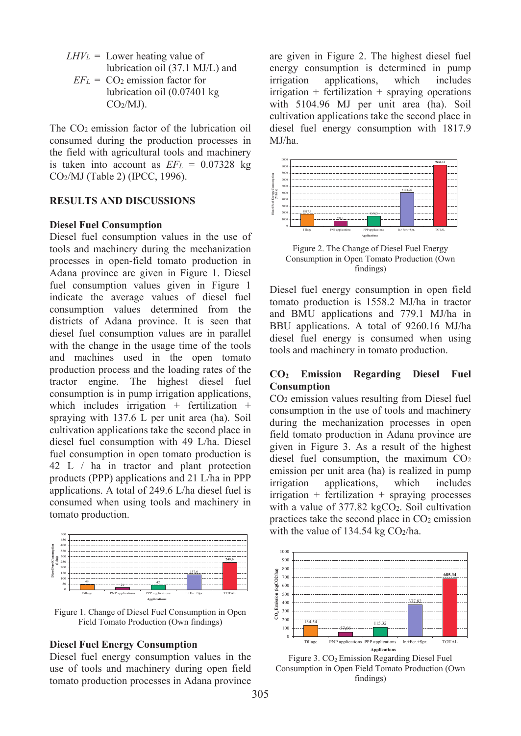$LHV_L$ = Lower heating value of lubrication oil (37.1 MJ/L) and

$EF_L$ = $CO_2$ emission factor for lubrication oil (0.07401 kg $CO_2$/MJ).

The $CO_2$ emission factor of the lubrication oil consumed during the production processes in the field with agricultural tools and machinery is taken into account as $EF_L$ = 0.07328 kg $CO_2$/MJ (Table 2) (IPCC, 1996).

## RESULTS AND DISCUSSIONS

### Diesel Fuel Consumption

Diesel fuel consumption values in the use of tools and machinery during the mechanization processes in open-field tomato production in Adana province are given in Figure 1. Diesel fuel consumption values given in Figure 1 indicate the average values of diesel fuel consumption values determined from the districts of Adana province. It is seen that diesel fuel consumption values are in parallel with the change in the usage time of the tools and machines used in the open tomato production process and the loading rates of the tractor engine. The highest diesel fuel consumption is in pump irrigation applications, which includes irrigation + fertilization + spraying with 137.6 L per unit area (ha). Soil cultivation applications take the second place in diesel fuel consumption with 49 L/ha. Diesel fuel consumption in open tomato production is 42 L / ha in tractor and plant protection products (PPP) applications and 21 L/ha in PPP applications. A total of 249.6 L/ha diesel fuel is consumed when using tools and machinery in tomato production.

Figure 1. Change of Diesel Fuel Consumption in Open Field Tomato Production (Own findings)

### Diesel Fuel Energy Consumption

Diesel fuel energy consumption values in the use of tools and machinery during open field tomato production processes in Adana province are given in Figure 2. The highest diesel fuel energy consumption is determined in pump irrigation applications, which includes irrigation + fertilization + spraying operations with 5104.96 MJ per unit area (ha). Soil cultivation applications take the second place in diesel fuel energy consumption with 1817.9 MJ/ha.

Figure 2. The Change of Diesel Fuel Energy Consumption in Open Tomato Production (Own findings)

Diesel fuel energy consumption in open field tomato production is 1558.2 MJ/ha in tractor and BMU applications and 779.1 MJ/ha in BBU applications. A total of 9260.16 MJ/ha diesel fuel energy is consumed when using tools and machinery in tomato production.

### $CO_2$ Emission Regarding Diesel Fuel Consumption

$CO_2$ emission values resulting from Diesel fuel consumption in the use of tools and machinery during the mechanization processes in open field tomato production in Adana province are given in Figure 3. As a result of the highest diesel fuel consumption, the maximum $CO_2$ emission per unit area (ha) is realized in pump irrigation applications, which includes irrigation + fertilization + spraying processes with a value of 377.82 kg$CO_2$. Soil cultivation practices take the second place in $CO_2$ emission with the value of 134.54 kg $CO_2$/ha.

Figure 3. $CO_2$ Emission Regarding Diesel Fuel Consumption in Open Field Tomato Production (Own findings)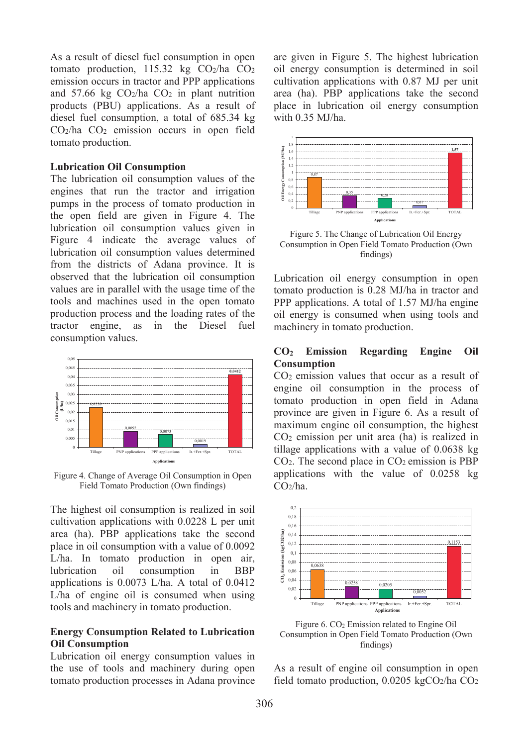As a result of diesel fuel consumption in open tomato production, 115.32 kg $CO_2$/ha $CO_2$ emission occurs in tractor and PPP applications and 57.66 kg $CO_2$/ha $CO_2$ in plant nutrition products (PBU) applications. As a result of diesel fuel consumption, a total of 685.34 kg $CO_2$/ha $CO_2$ emission occurs in open field tomato production.

**Lubrication Oil Consumption**

The lubrication oil consumption values of the engines that run the tractor and irrigation pumps in the process of tomato production in the open field are given in Figure 4. The lubrication oil consumption values given in Figure 4 indicate the average values of lubrication oil consumption values determined from the districts of Adana province. It is observed that the lubrication oil consumption values are in parallel with the usage time of the tools and machines used in the open tomato production process and the loading rates of the tractor engine, as in the Diesel fuel consumption values.

Figure 4. Change of Average Oil Consumption in Open Field Tomato Production (Own findings)

The highest oil consumption is realized in soil cultivation applications with 0.0228 L per unit area (ha). PBP applications take the second place in oil consumption with a value of 0.0092 L/ha. In tomato production in open air, lubrication oil consumption in BBP applications is 0.0073 L/ha. A total of 0.0412 L/ha of engine oil is consumed when using tools and machinery in tomato production.

**Energy Consumption Related to Lubrication Oil Consumption**

Lubrication oil energy consumption values in the use of tools and machinery during open tomato production processes in Adana province are given in Figure 5. The highest lubrication oil energy consumption is determined in soil cultivation applications with 0.87 MJ per unit area (ha). PBP applications take the second place in lubrication oil energy consumption with 0.35 MJ/ha.

Figure 5. The Change of Lubrication Oil Energy Consumption in Open Field Tomato Production (Own findings)

Lubrication oil energy consumption in open tomato production is 0.28 MJ/ha in tractor and PPP applications. A total of 1.57 MJ/ha engine oil energy is consumed when using tools and machinery in tomato production.

**$CO_2$ Emission Regarding Engine Oil Consumption**

$CO_2$ emission values that occur as a result of engine oil consumption in the process of tomato production in open field in Adana province are given in Figure 6. As a result of maximum engine oil consumption, the highest $CO_2$ emission per unit area (ha) is realized in tillage applications with a value of 0.0638 kg $CO_2$. The second place in $CO_2$ emission is PBP applications with the value of 0.0258 kg $CO_2$/ha.

Figure 6. $CO_2$ Emission related to Engine Oil Consumption in Open Field Tomato Production (Own findings)

As a result of engine oil consumption in open field tomato production, 0.0205 kg$CO_2$/ha $CO_2$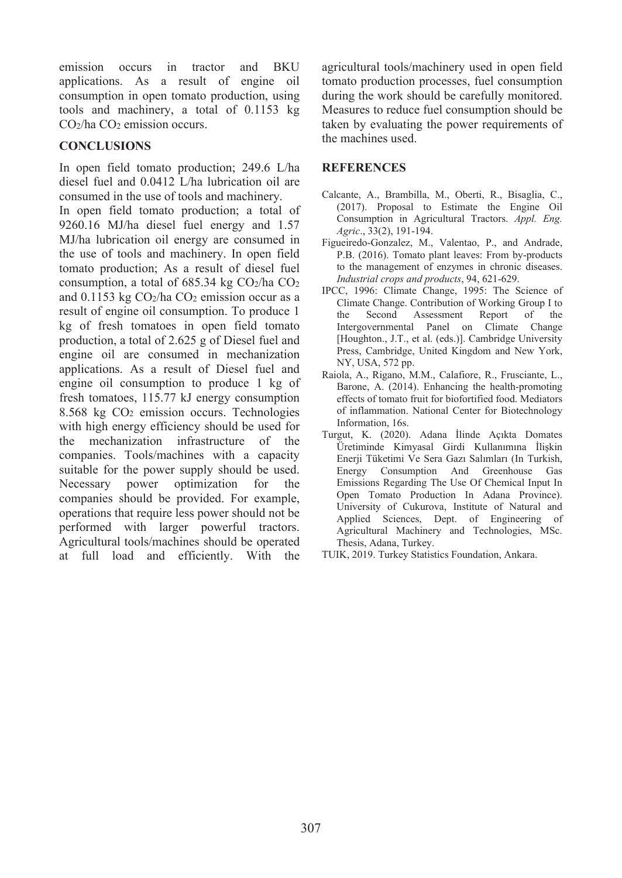emission occurs in tractor and BKU applications. As a result of engine oil consumption in open tomato production, using tools and machinery, a total of 0.1153 kg $CO_2$/ha $CO_2$ emission occurs.

## CONCLUSIONS

In open field tomato production; 249.6 L/ha diesel fuel and 0.0412 L/ha lubrication oil are consumed in the use of tools and machinery.

In open field tomato production; a total of 9260.16 MJ/ha diesel fuel energy and 1.57 MJ/ha lubrication oil energy are consumed in the use of tools and machinery. In open field tomato production; As a result of diesel fuel consumption, a total of 685.34 kg $CO_2$/ha $CO_2$ and 0.1153 kg $CO_2$/ha $CO_2$ emission occur as a result of engine oil consumption. To produce 1 kg of fresh tomatoes in open field tomato production, a total of 2.625 g of Diesel fuel and engine oil are consumed in mechanization applications. As a result of Diesel fuel and engine oil consumption to produce 1 kg of fresh tomatoes, 115.77 kJ energy consumption 8.568 kg $CO_2$ emission occurs. Technologies with high energy efficiency should be used for the mechanization infrastructure of the companies. Tools/machines with a capacity suitable for the power supply should be used. Necessary power optimization for the companies should be provided. For example, operations that require less power should not be performed with larger powerful tractors. Agricultural tools/machines should be operated at full load and efficiently. With the agricultural tools/machinery used in open field tomato production processes, fuel consumption during the work should be carefully monitored. Measures to reduce fuel consumption should be taken by evaluating the power requirements of the machines used.

## REFERENCES

Calcante, A., Brambilla, M., Oberti, R., Bisaglia, C., (2017). Proposal to Estimate the Engine Oil Consumption in Agricultural Tractors. *Appl. Eng. Agric*., 33(2), 191-194.

Figueiredo-Gonzalez, M., Valentao, P., and Andrade, P.B. (2016). Tomato plant leaves: From by-products to the management of enzymes in chronic diseases. *Industrial crops and products*, 94, 621-629.

IPCC, 1996: Climate Change, 1995: The Science of Climate Change. Contribution of Working Group I to the Second Assessment Report of the Intergovernmental Panel on Climate Change [Houghton., J.T., et al. (eds.)]. Cambridge University Press, Cambridge, United Kingdom and New York, NY, USA, 572 pp.

Raiola, A., Rigano, M.M., Calafiore, R., Frusciante, L., Barone, A. (2014). Enhancing the health-promoting effects of tomato fruit for biofortified food. Mediators of inflammation. National Center for Biotechnology Information, 16s.

Turgut, K. (2020). Adana İlinde Açıkta Domates Üretiminde Kimyasal Girdi Kullanımına İlişkin Enerji Tüketimi Ve Sera Gazı Salımları (In Turkish, Energy Consumption And Greenhouse Gas Emissions Regarding The Use Of Chemical Input In Open Tomato Production In Adana Province). University of Cukurova, Institute of Natural and Applied Sciences, Dept. of Engineering of Agricultural Machinery and Technologies, MSc. Thesis, Adana, Turkey.

TUIK, 2019. Turkey Statistics Foundation, Ankara.